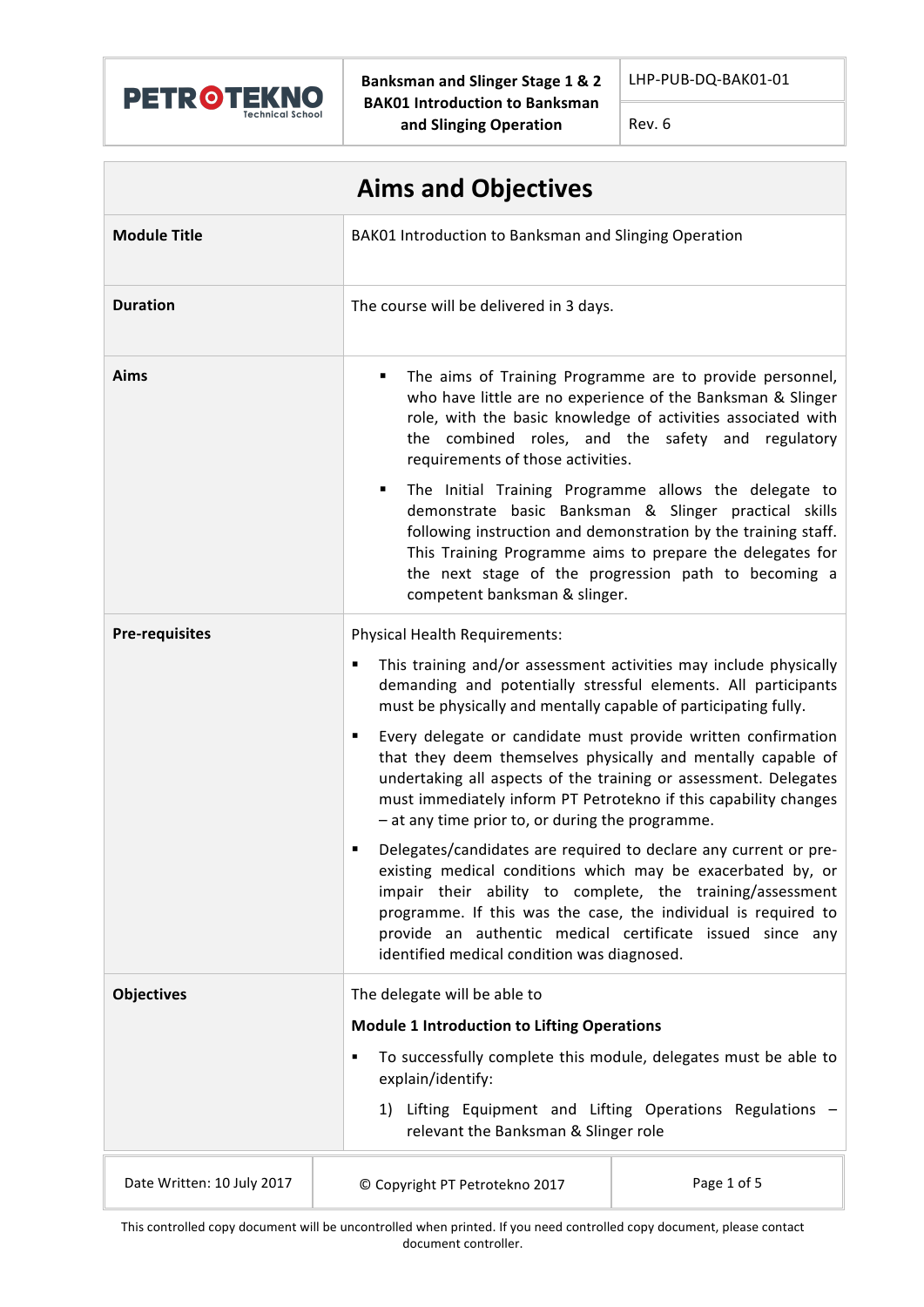# Aims and Objectives

| | |
|---|---|
| **Module Title** | BAK01 Introduction to Banksman and Slinging Operation |
| **Duration** | The course will be delivered in 3 days. |
| **Aims** | ▪ The aims of Training Programme are to provide personnel, who have little are no experience of the Banksman & Slinger role, with the basic knowledge of activities associated with the combined roles, and the safety and regulatory requirements of those activities.<br><br>▪ The Initial Training Programme allows the delegate to demonstrate basic Banksman & Slinger practical skills following instruction and demonstration by the training staff. This Training Programme aims to prepare the delegates for the next stage of the progression path to becoming a competent banksman & slinger. |
| **Pre-requisites** | Physical Health Requirements:<br><br>▪ This training and/or assessment activities may include physically demanding and potentially stressful elements. All participants must be physically and mentally capable of participating fully.<br><br>▪ Every delegate or candidate must provide written confirmation that they deem themselves physically and mentally capable of undertaking all aspects of the training or assessment. Delegates must immediately inform PT Petrotekno if this capability changes – at any time prior to, or during the programme.<br><br>▪ Delegates/candidates are required to declare any current or pre-existing medical conditions which may be exacerbated by, or impair their ability to complete, the training/assessment programme. If this was the case, the individual is required to provide an authentic medical certificate issued since any identified medical condition was diagnosed. |
| **Objectives** | The delegate will be able to<br><br>**Module 1 Introduction to Lifting Operations**<br><br>▪ To successfully complete this module, delegates must be able to explain/identify:<br><br>1) Lifting Equipment and Lifting Operations Regulations – relevant the Banksman & Slinger role |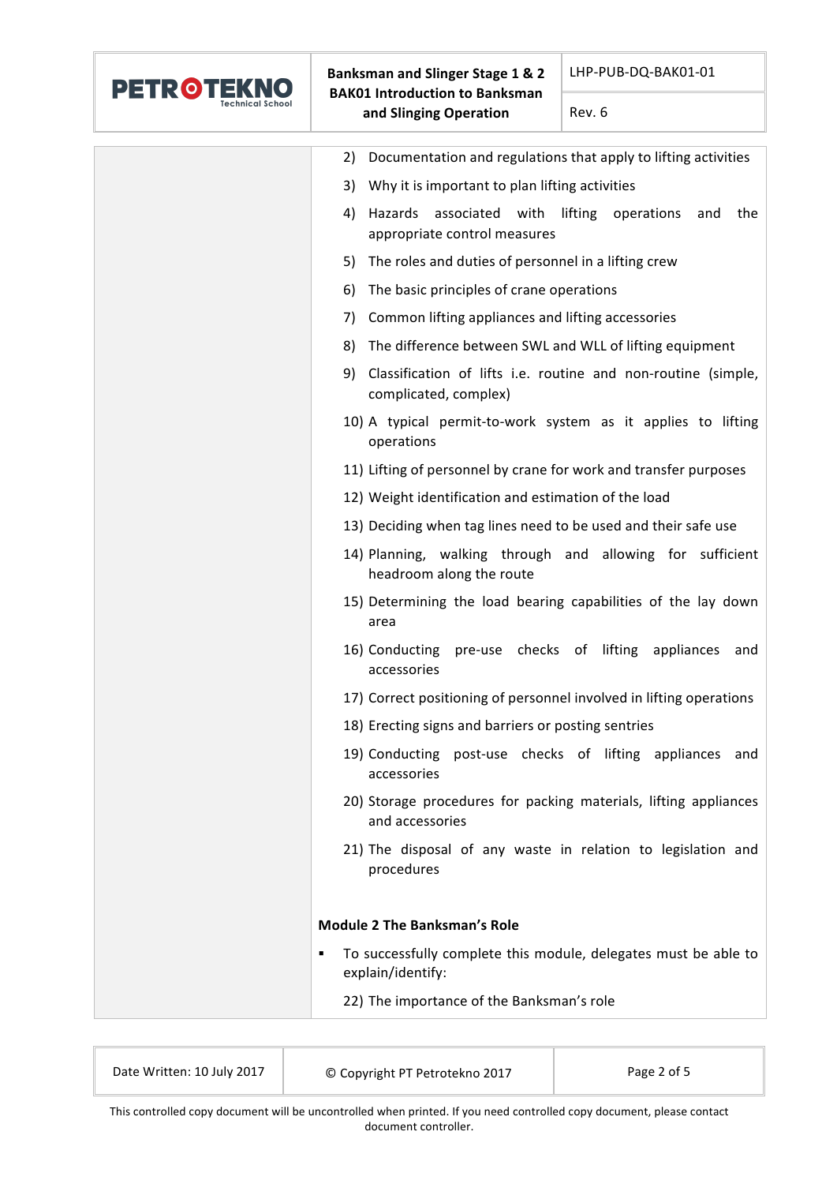2) Documentation and regulations that apply to lifting activities
3) Why it is important to plan lifting activities
4) Hazards associated with lifting operations and the appropriate control measures
5) The roles and duties of personnel in a lifting crew
6) The basic principles of crane operations
7) Common lifting appliances and lifting accessories
8) The difference between SWL and WLL of lifting equipment
9) Classification of lifts i.e. routine and non-routine (simple, complicated, complex)
10) A typical permit-to-work system as it applies to lifting operations
11) Lifting of personnel by crane for work and transfer purposes
12) Weight identification and estimation of the load
13) Deciding when tag lines need to be used and their safe use
14) Planning, walking through and allowing for sufficient headroom along the route
15) Determining the load bearing capabilities of the lay down area
16) Conducting pre-use checks of lifting appliances and accessories
17) Correct positioning of personnel involved in lifting operations
18) Erecting signs and barriers or posting sentries
19) Conducting post-use checks of lifting appliances and accessories
20) Storage procedures for packing materials, lifting appliances and accessories
21) The disposal of any waste in relation to legislation and procedures

**Module 2 The Banksman's Role**

- To successfully complete this module, delegates must be able to explain/identify:

22) The importance of the Banksman's role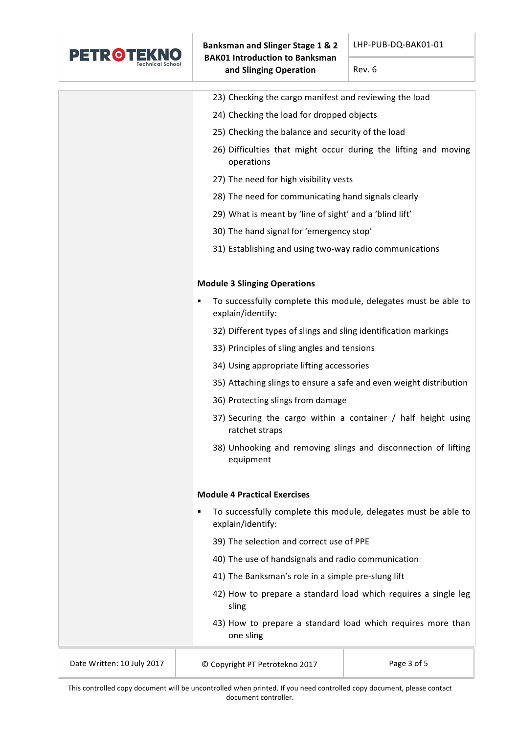23) Checking the cargo manifest and reviewing the load
24) Checking the load for dropped objects
25) Checking the balance and security of the load
26) Difficulties that might occur during the lifting and moving operations
27) The need for high visibility vests
28) The need for communicating hand signals clearly
29) What is meant by 'line of sight' and a 'blind lift'
30) The hand signal for 'emergency stop'
31) Establishing and using two-way radio communications

**Module 3 Slinging Operations**

- To successfully complete this module, delegates must be able to explain/identify:

32) Different types of slings and sling identification markings
33) Principles of sling angles and tensions
34) Using appropriate lifting accessories
35) Attaching slings to ensure a safe and even weight distribution
36) Protecting slings from damage
37) Securing the cargo within a container / half height using ratchet straps
38) Unhooking and removing slings and disconnection of lifting equipment

**Module 4 Practical Exercises**

- To successfully complete this module, delegates must be able to explain/identify:

39) The selection and correct use of PPE
40) The use of handsignals and radio communication
41) The Banksman's role in a simple pre-slung lift
42) How to prepare a standard load which requires a single leg sling
43) How to prepare a standard load which requires more than one sling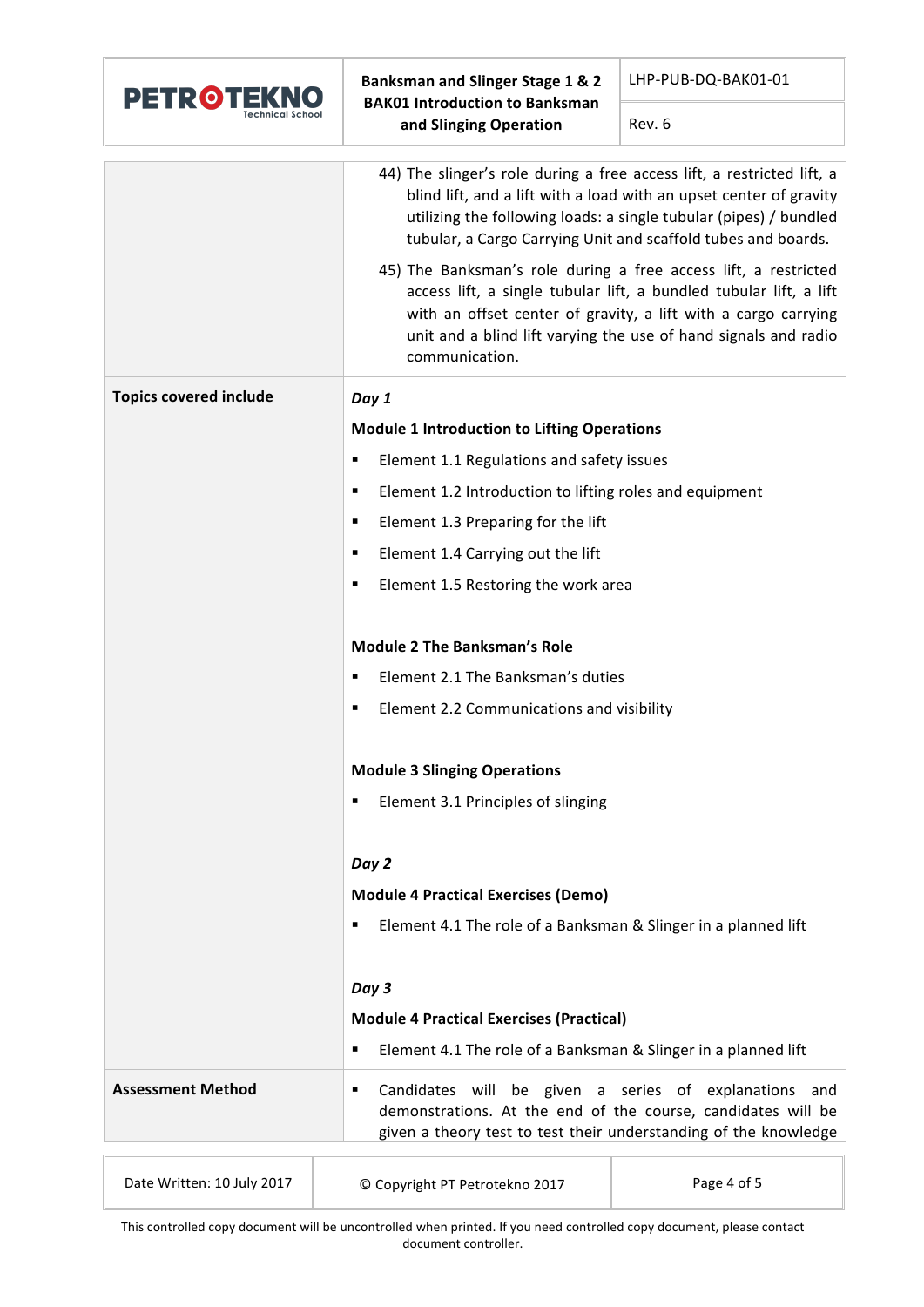| | |
|---|---|
| | 44) The slinger's role during a free access lift, a restricted lift, a blind lift, and a lift with a load with an upset center of gravity utilizing the following loads: a single tubular (pipes) / bundled tubular, a Cargo Carrying Unit and scaffold tubes and boards.<br><br>45) The Banksman's role during a free access lift, a restricted access lift, a single tubular lift, a bundled tubular lift, a lift with an offset center of gravity, a lift with a cargo carrying unit and a blind lift varying the use of hand signals and radio communication. |
| **Topics covered include** | ***Day 1***<br><br>**Module 1 Introduction to Lifting Operations**<br>▪ Element 1.1 Regulations and safety issues<br>▪ Element 1.2 Introduction to lifting roles and equipment<br>▪ Element 1.3 Preparing for the lift<br>▪ Element 1.4 Carrying out the lift<br>▪ Element 1.5 Restoring the work area<br><br>**Module 2 The Banksman's Role**<br>▪ Element 2.1 The Banksman's duties<br>▪ Element 2.2 Communications and visibility<br><br>**Module 3 Slinging Operations**<br>▪ Element 3.1 Principles of slinging<br><br>***Day 2***<br><br>**Module 4 Practical Exercises (Demo)**<br>▪ Element 4.1 The role of a Banksman & Slinger in a planned lift<br><br>***Day 3***<br><br>**Module 4 Practical Exercises (Practical)**<br>▪ Element 4.1 The role of a Banksman & Slinger in a planned lift |
| **Assessment Method** | ▪ Candidates will be given a series of explanations and demonstrations. At the end of the course, candidates will be given a theory test to test their understanding of the knowledge |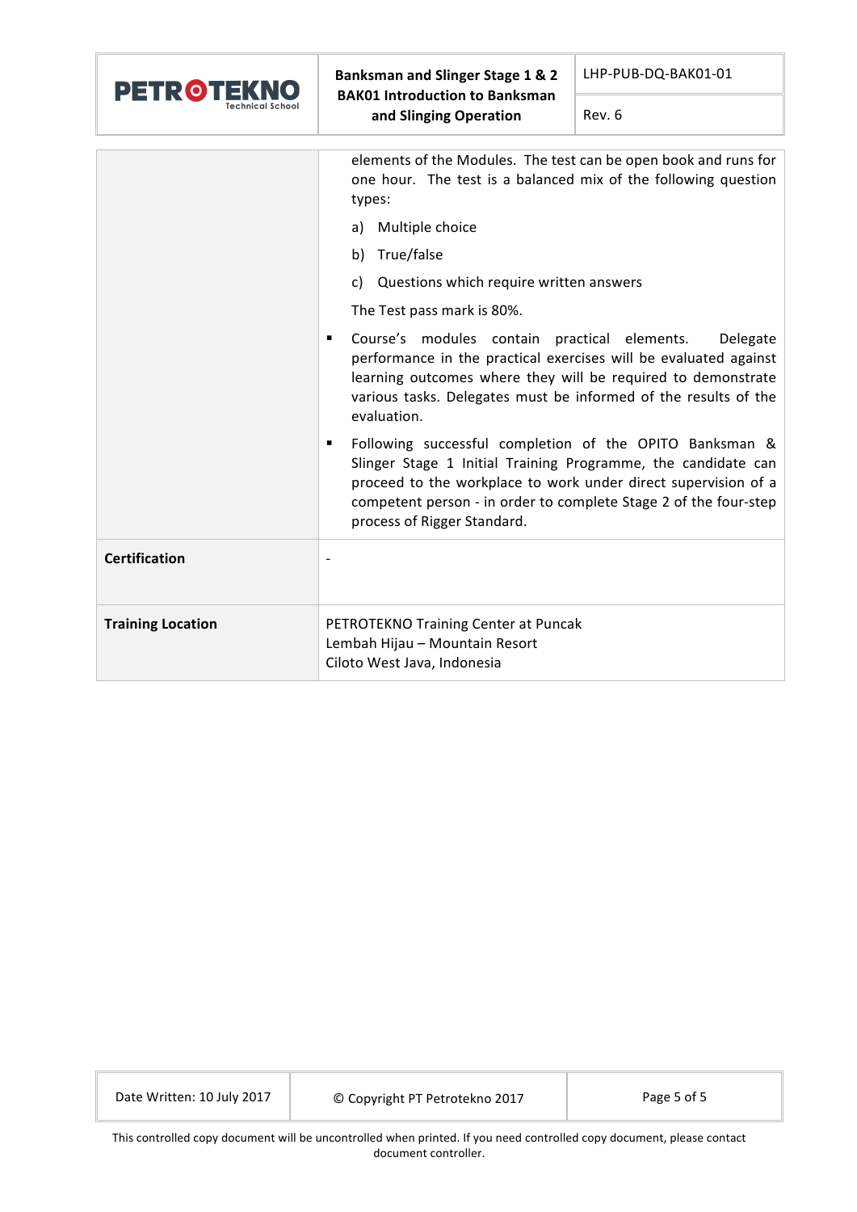| | |
|---|---|
| | elements of the Modules. The test can be open book and runs for one hour. The test is a balanced mix of the following question types:<br>a) Multiple choice<br>b) True/false<br>c) Questions which require written answers<br>The Test pass mark is 80%.<br>▪ Course's modules contain practical elements. Delegate performance in the practical exercises will be evaluated against learning outcomes where they will be required to demonstrate various tasks. Delegates must be informed of the results of the evaluation.<br>▪ Following successful completion of the OPITO Banksman & Slinger Stage 1 Initial Training Programme, the candidate can proceed to the workplace to work under direct supervision of a competent person - in order to complete Stage 2 of the four-step process of Rigger Standard. |
| **Certification** | - |
| **Training Location** | PETROTEKNO Training Center at Puncak<br>Lembah Hijau – Mountain Resort<br>Ciloto West Java, Indonesia |

This controlled copy document will be uncontrolled when printed. If you need controlled copy document, please contact document controller.